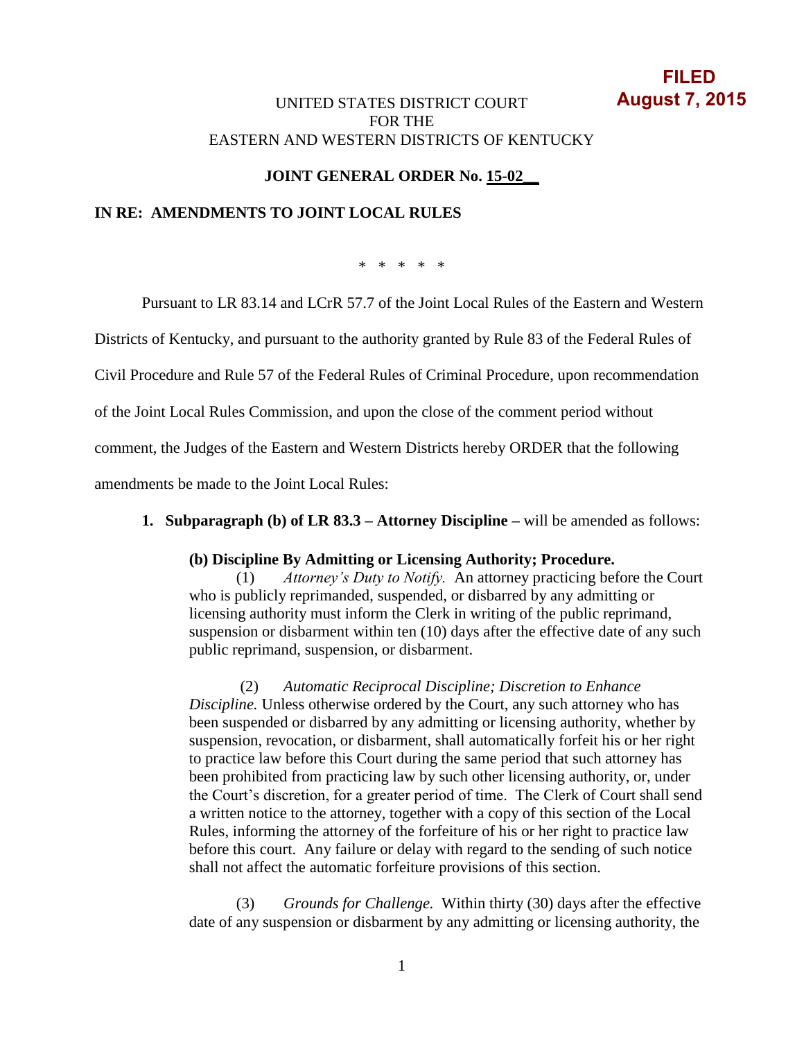**FILED**
**August 7, 2015**

UNITED STATES DISTRICT COURT
FOR THE
EASTERN AND WESTERN DISTRICTS OF KENTUCKY

**JOINT GENERAL ORDER No. 15-02__**

**IN RE: AMENDMENTS TO JOINT LOCAL RULES**

\* \* \* \* \*

Pursuant to LR 83.14 and LCrR 57.7 of the Joint Local Rules of the Eastern and Western Districts of Kentucky, and pursuant to the authority granted by Rule 83 of the Federal Rules of Civil Procedure and Rule 57 of the Federal Rules of Criminal Procedure, upon recommendation of the Joint Local Rules Commission, and upon the close of the comment period without comment, the Judges of the Eastern and Western Districts hereby ORDER that the following amendments be made to the Joint Local Rules:

1. **Subparagraph (b) of LR 83.3 – Attorney Discipline –** will be amended as follows:

**(b) Discipline By Admitting or Licensing Authority; Procedure.**

(1) *Attorney's Duty to Notify.* An attorney practicing before the Court who is publicly reprimanded, suspended, or disbarred by any admitting or licensing authority must inform the Clerk in writing of the public reprimand, suspension or disbarment within ten (10) days after the effective date of any such public reprimand, suspension, or disbarment.

(2) *Automatic Reciprocal Discipline; Discretion to Enhance Discipline.* Unless otherwise ordered by the Court, any such attorney who has been suspended or disbarred by any admitting or licensing authority, whether by suspension, revocation, or disbarment, shall automatically forfeit his or her right to practice law before this Court during the same period that such attorney has been prohibited from practicing law by such other licensing authority, or, under the Court's discretion, for a greater period of time. The Clerk of Court shall send a written notice to the attorney, together with a copy of this section of the Local Rules, informing the attorney of the forfeiture of his or her right to practice law before this court. Any failure or delay with regard to the sending of such notice shall not affect the automatic forfeiture provisions of this section.

(3) *Grounds for Challenge.* Within thirty (30) days after the effective date of any suspension or disbarment by any admitting or licensing authority, the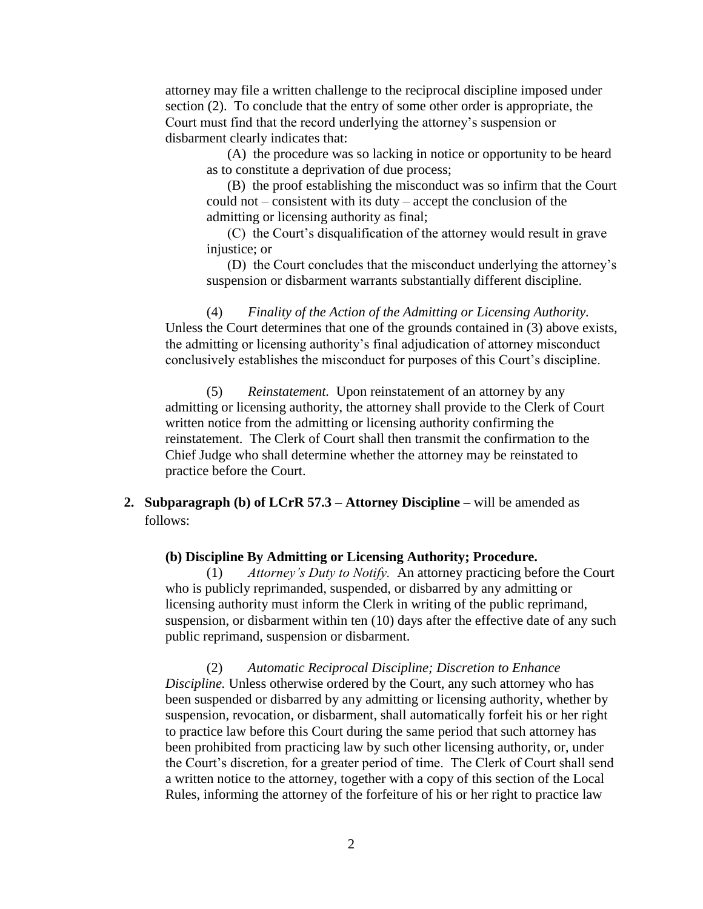attorney may file a written challenge to the reciprocal discipline imposed under section (2). To conclude that the entry of some other order is appropriate, the Court must find that the record underlying the attorney's suspension or disbarment clearly indicates that:

(A) the procedure was so lacking in notice or opportunity to be heard as to constitute a deprivation of due process;

(B) the proof establishing the misconduct was so infirm that the Court could not – consistent with its duty – accept the conclusion of the admitting or licensing authority as final;

(C) the Court's disqualification of the attorney would result in grave injustice; or

(D) the Court concludes that the misconduct underlying the attorney's suspension or disbarment warrants substantially different discipline.

(4) *Finality of the Action of the Admitting or Licensing Authority.* Unless the Court determines that one of the grounds contained in (3) above exists, the admitting or licensing authority's final adjudication of attorney misconduct conclusively establishes the misconduct for purposes of this Court's discipline.

(5) *Reinstatement.* Upon reinstatement of an attorney by any admitting or licensing authority, the attorney shall provide to the Clerk of Court written notice from the admitting or licensing authority confirming the reinstatement. The Clerk of Court shall then transmit the confirmation to the Chief Judge who shall determine whether the attorney may be reinstated to practice before the Court.

2. **Subparagraph (b) of LCrR 57.3 – Attorney Discipline –** will be amended as follows:

**(b) Discipline By Admitting or Licensing Authority; Procedure.**

(1) *Attorney's Duty to Notify.* An attorney practicing before the Court who is publicly reprimanded, suspended, or disbarred by any admitting or licensing authority must inform the Clerk in writing of the public reprimand, suspension, or disbarment within ten (10) days after the effective date of any such public reprimand, suspension or disbarment.

(2) *Automatic Reciprocal Discipline; Discretion to Enhance Discipline.* Unless otherwise ordered by the Court, any such attorney who has been suspended or disbarred by any admitting or licensing authority, whether by suspension, revocation, or disbarment, shall automatically forfeit his or her right to practice law before this Court during the same period that such attorney has been prohibited from practicing law by such other licensing authority, or, under the Court's discretion, for a greater period of time. The Clerk of Court shall send a written notice to the attorney, together with a copy of this section of the Local Rules, informing the attorney of the forfeiture of his or her right to practice law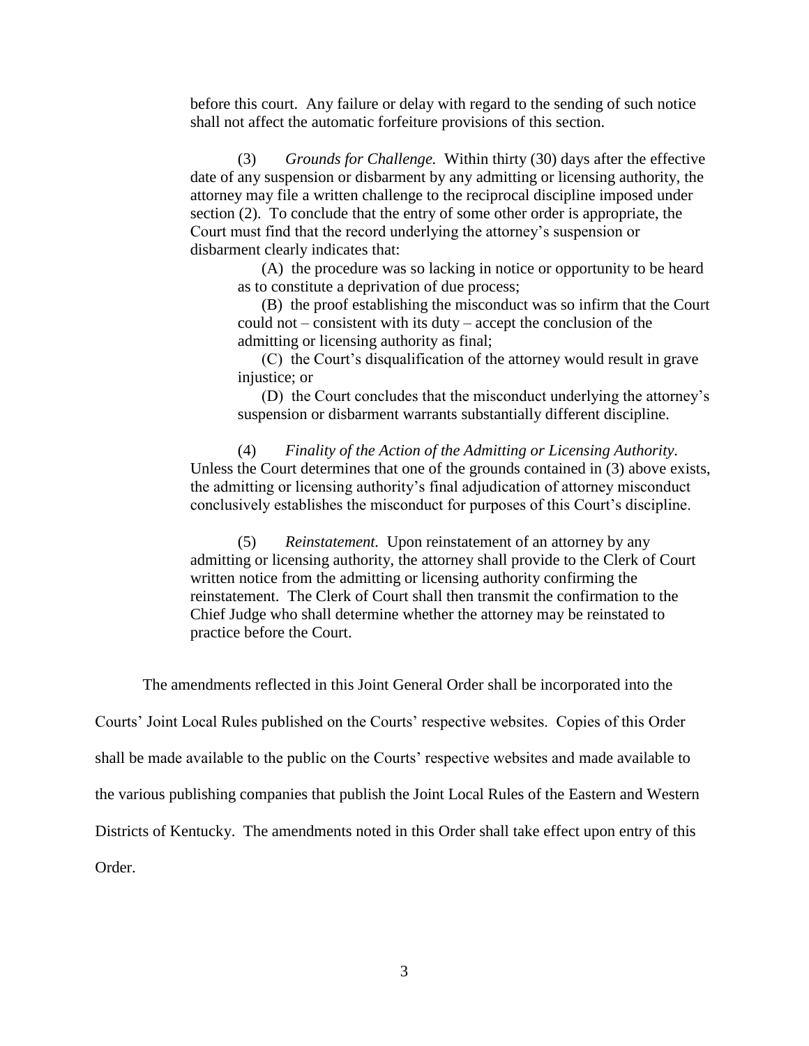before this court. Any failure or delay with regard to the sending of such notice shall not affect the automatic forfeiture provisions of this section.

(3) *Grounds for Challenge.* Within thirty (30) days after the effective date of any suspension or disbarment by any admitting or licensing authority, the attorney may file a written challenge to the reciprocal discipline imposed under section (2). To conclude that the entry of some other order is appropriate, the Court must find that the record underlying the attorney's suspension or disbarment clearly indicates that:

(A) the procedure was so lacking in notice or opportunity to be heard as to constitute a deprivation of due process;

(B) the proof establishing the misconduct was so infirm that the Court could not – consistent with its duty – accept the conclusion of the admitting or licensing authority as final;

(C) the Court's disqualification of the attorney would result in grave injustice; or

(D) the Court concludes that the misconduct underlying the attorney's suspension or disbarment warrants substantially different discipline.

(4) *Finality of the Action of the Admitting or Licensing Authority.* Unless the Court determines that one of the grounds contained in (3) above exists, the admitting or licensing authority's final adjudication of attorney misconduct conclusively establishes the misconduct for purposes of this Court's discipline.

(5) *Reinstatement.* Upon reinstatement of an attorney by any admitting or licensing authority, the attorney shall provide to the Clerk of Court written notice from the admitting or licensing authority confirming the reinstatement. The Clerk of Court shall then transmit the confirmation to the Chief Judge who shall determine whether the attorney may be reinstated to practice before the Court.

The amendments reflected in this Joint General Order shall be incorporated into the Courts' Joint Local Rules published on the Courts' respective websites. Copies of this Order shall be made available to the public on the Courts' respective websites and made available to the various publishing companies that publish the Joint Local Rules of the Eastern and Western Districts of Kentucky. The amendments noted in this Order shall take effect upon entry of this Order.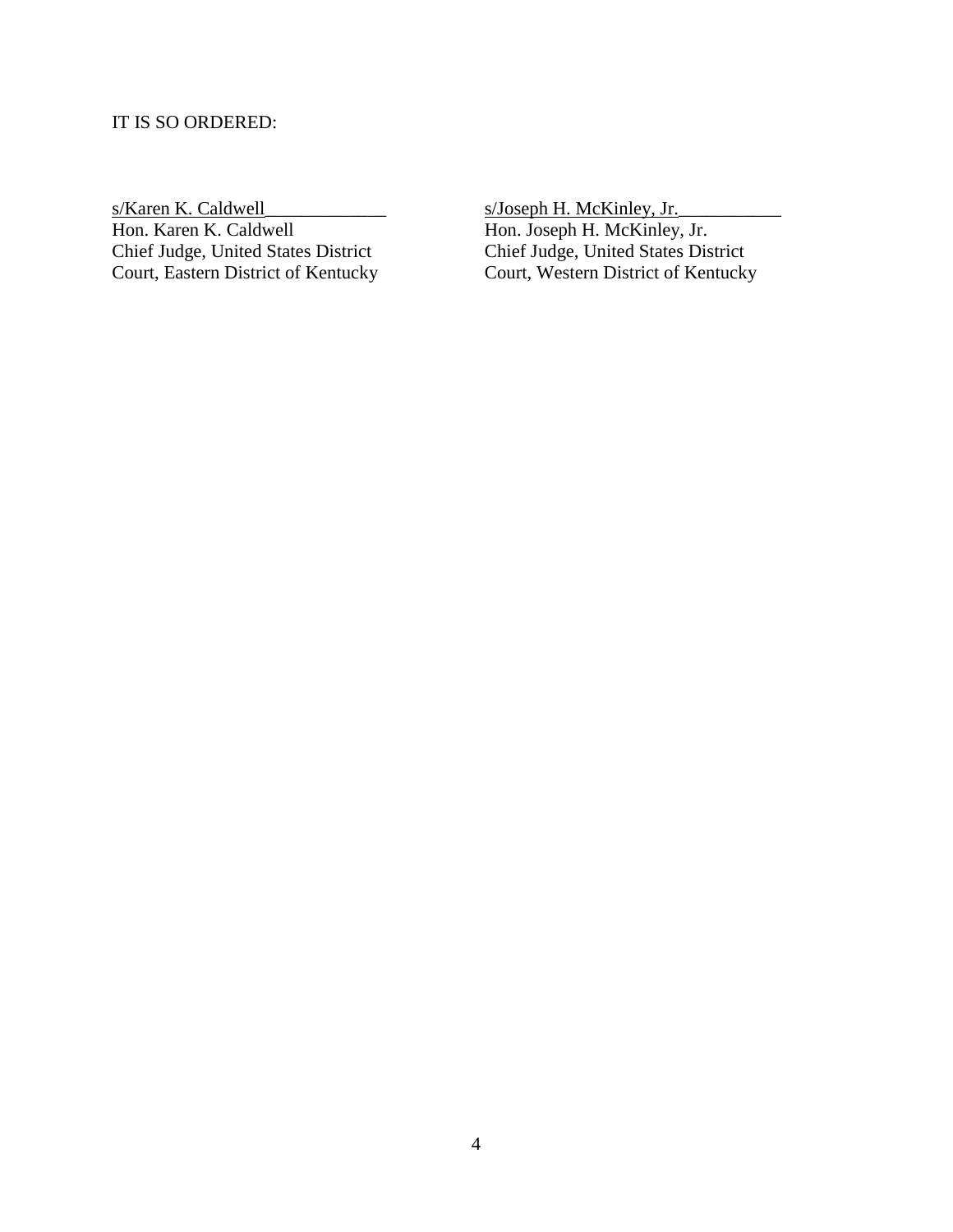IT IS SO ORDERED:

s/Karen K. Caldwell
Hon. Karen K. Caldwell
Chief Judge, United States District
Court, Eastern District of Kentucky

s/Joseph H. McKinley, Jr.
Hon. Joseph H. McKinley, Jr.
Chief Judge, United States District
Court, Western District of Kentucky